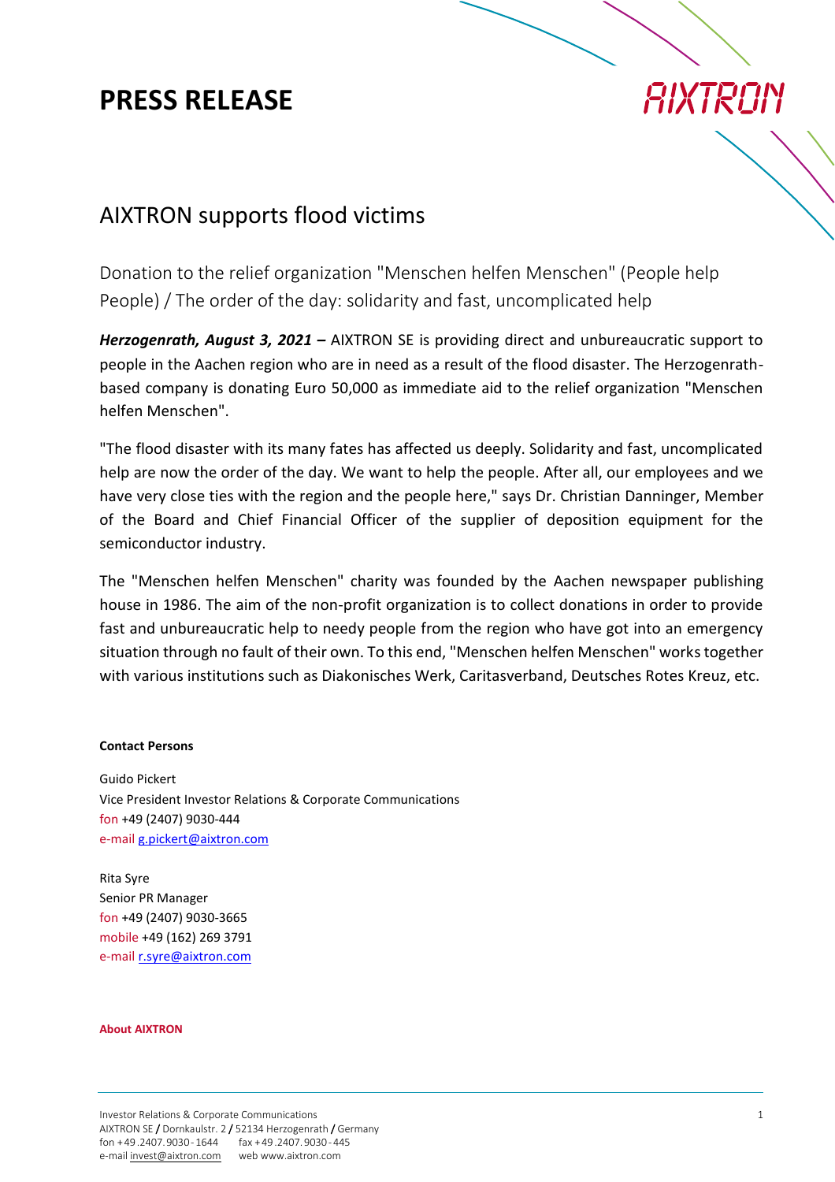# PRESS RELEASE

## AIXTRON supports flood victims

Donation to the relief organization "Menschen helfen Menschen" (People help People) / The order of the day: solidarity and fast, uncomplicated help

***Herzogenrath, August 3, 2021 –*** AIXTRON SE is providing direct and unbureaucratic support to people in the Aachen region who are in need as a result of the flood disaster. The Herzogenrath-based company is donating Euro 50,000 as immediate aid to the relief organization "Menschen helfen Menschen".

"The flood disaster with its many fates has affected us deeply. Solidarity and fast, uncomplicated help are now the order of the day. We want to help the people. After all, our employees and we have very close ties with the region and the people here," says Dr. Christian Danninger, Member of the Board and Chief Financial Officer of the supplier of deposition equipment for the semiconductor industry.

The "Menschen helfen Menschen" charity was founded by the Aachen newspaper publishing house in 1986. The aim of the non-profit organization is to collect donations in order to provide fast and unbureaucratic help to needy people from the region who have got into an emergency situation through no fault of their own. To this end, "Menschen helfen Menschen" works together with various institutions such as Diakonisches Werk, Caritasverband, Deutsches Rotes Kreuz, etc.

**Contact Persons**

Guido Pickert
Vice President Investor Relations & Corporate Communications
fon +49 (2407) 9030-444
e-mail g.pickert@aixtron.com

Rita Syre
Senior PR Manager
fon +49 (2407) 9030-3665
mobile +49 (162) 269 3791
e-mail r.syre@aixtron.com

**About AIXTRON**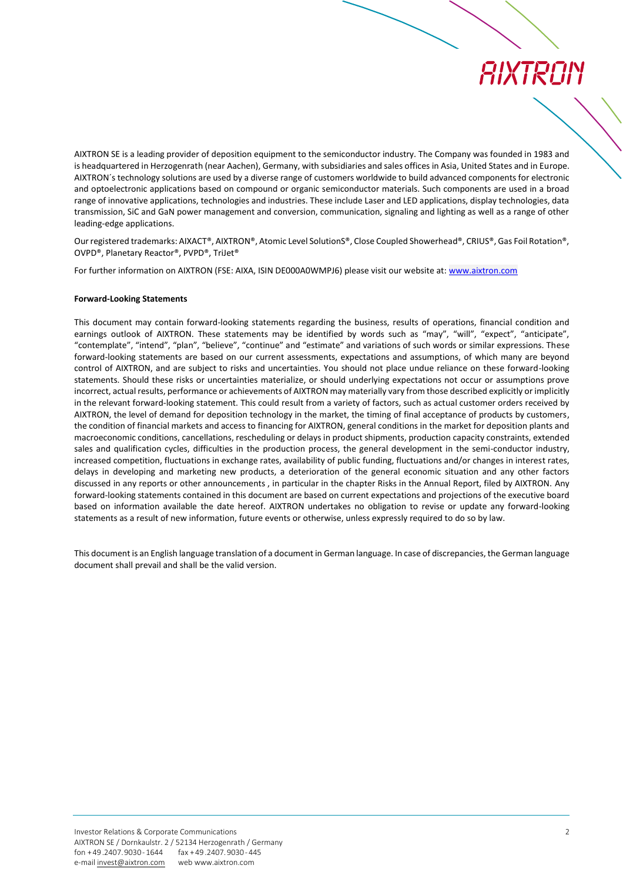AIXTRON SE is a leading provider of deposition equipment to the semiconductor industry. The Company was founded in 1983 and is headquartered in Herzogenrath (near Aachen), Germany, with subsidiaries and sales offices in Asia, United States and in Europe. AIXTRON´s technology solutions are used by a diverse range of customers worldwide to build advanced components for electronic and optoelectronic applications based on compound or organic semiconductor materials. Such components are used in a broad range of innovative applications, technologies and industries. These include Laser and LED applications, display technologies, data transmission, SiC and GaN power management and conversion, communication, signaling and lighting as well as a range of other leading-edge applications.

Our registered trademarks: AIXACT®, AIXTRON®, Atomic Level SolutionS®, Close Coupled Showerhead®, CRIUS®, Gas Foil Rotation®, OVPD®, Planetary Reactor®, PVPD®, TriJet®

For further information on AIXTRON (FSE: AIXA, ISIN DE000A0WMPJ6) please visit our website at: www.aixtron.com

**Forward-Looking Statements**

This document may contain forward-looking statements regarding the business, results of operations, financial condition and earnings outlook of AIXTRON. These statements may be identified by words such as "may", "will", "expect", "anticipate", "contemplate", "intend", "plan", "believe", "continue" and "estimate" and variations of such words or similar expressions. These forward-looking statements are based on our current assessments, expectations and assumptions, of which many are beyond control of AIXTRON, and are subject to risks and uncertainties. You should not place undue reliance on these forward-looking statements. Should these risks or uncertainties materialize, or should underlying expectations not occur or assumptions prove incorrect, actual results, performance or achievements of AIXTRON may materially vary from those described explicitly or implicitly in the relevant forward-looking statement. This could result from a variety of factors, such as actual customer orders received by AIXTRON, the level of demand for deposition technology in the market, the timing of final acceptance of products by customers, the condition of financial markets and access to financing for AIXTRON, general conditions in the market for deposition plants and macroeconomic conditions, cancellations, rescheduling or delays in product shipments, production capacity constraints, extended sales and qualification cycles, difficulties in the production process, the general development in the semi-conductor industry, increased competition, fluctuations in exchange rates, availability of public funding, fluctuations and/or changes in interest rates, delays in developing and marketing new products, a deterioration of the general economic situation and any other factors discussed in any reports or other announcements , in particular in the chapter Risks in the Annual Report, filed by AIXTRON. Any forward-looking statements contained in this document are based on current expectations and projections of the executive board based on information available the date hereof. AIXTRON undertakes no obligation to revise or update any forward-looking statements as a result of new information, future events or otherwise, unless expressly required to do so by law.

This document is an English language translation of a document in German language. In case of discrepancies, the German language document shall prevail and shall be the valid version.

Investor Relations & Corporate Communications
AIXTRON SE / Dornkaulstr. 2 / 52134 Herzogenrath / Germany
fon +49.2407.9030-1644 fax +49.2407.9030-445
e-mail invest@aixtron.com web www.aixtron.com